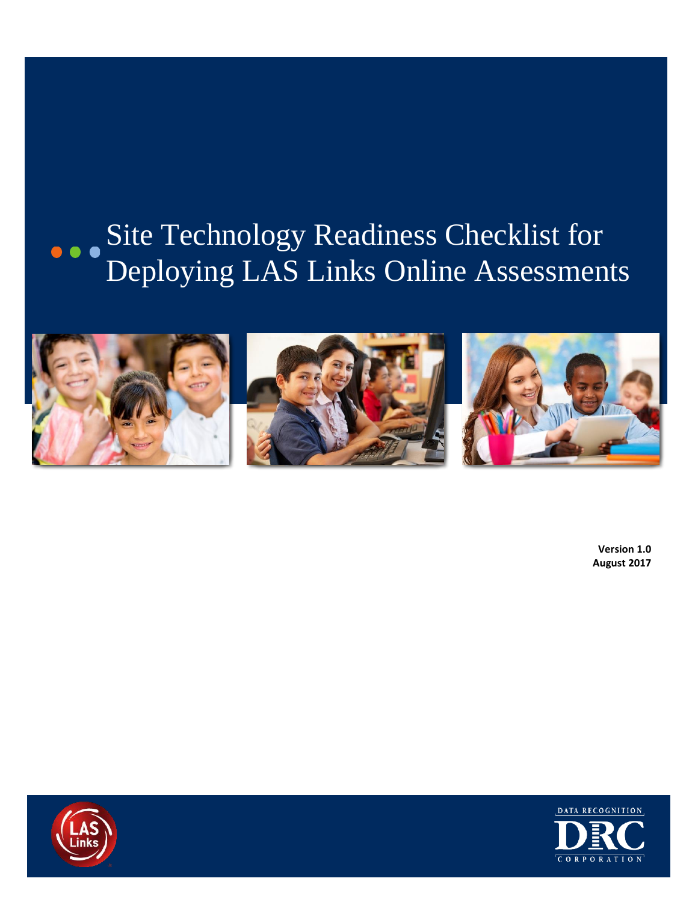# Site Technology Readiness Checklist for Deploying LAS Links Online Assessments

**Version 1.0**
**August 2017**

LAS Links

DATA RECOGNITION
DRC
CORPORATION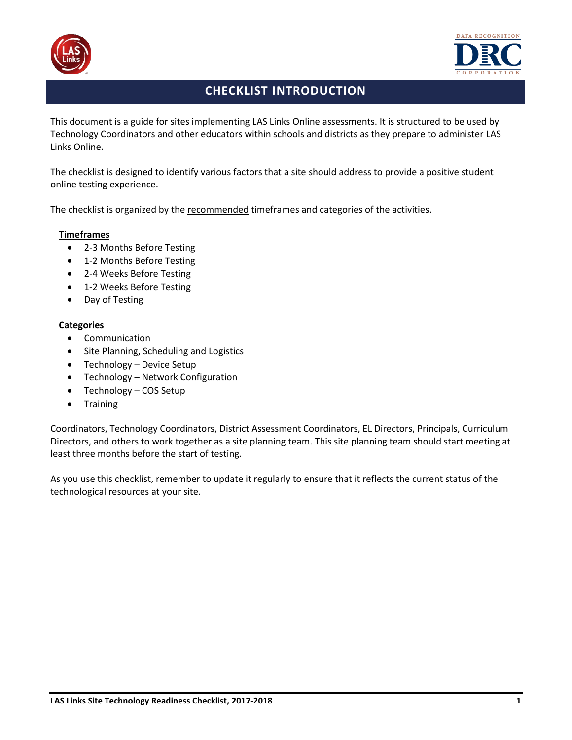# CHECKLIST INTRODUCTION

This document is a guide for sites implementing LAS Links Online assessments. It is structured to be used by Technology Coordinators and other educators within schools and districts as they prepare to administer LAS Links Online.

The checklist is designed to identify various factors that a site should address to provide a positive student online testing experience.

The checklist is organized by the recommended timeframes and categories of the activities.

**Timeframes**

- 2-3 Months Before Testing
- 1-2 Months Before Testing
- 2-4 Weeks Before Testing
- 1-2 Weeks Before Testing
- Day of Testing

**Categories**

- Communication
- Site Planning, Scheduling and Logistics
- Technology – Device Setup
- Technology – Network Configuration
- Technology – COS Setup
- Training

Coordinators, Technology Coordinators, District Assessment Coordinators, EL Directors, Principals, Curriculum Directors, and others to work together as a site planning team. This site planning team should start meeting at least three months before the start of testing.

As you use this checklist, remember to update it regularly to ensure that it reflects the current status of the technological resources at your site.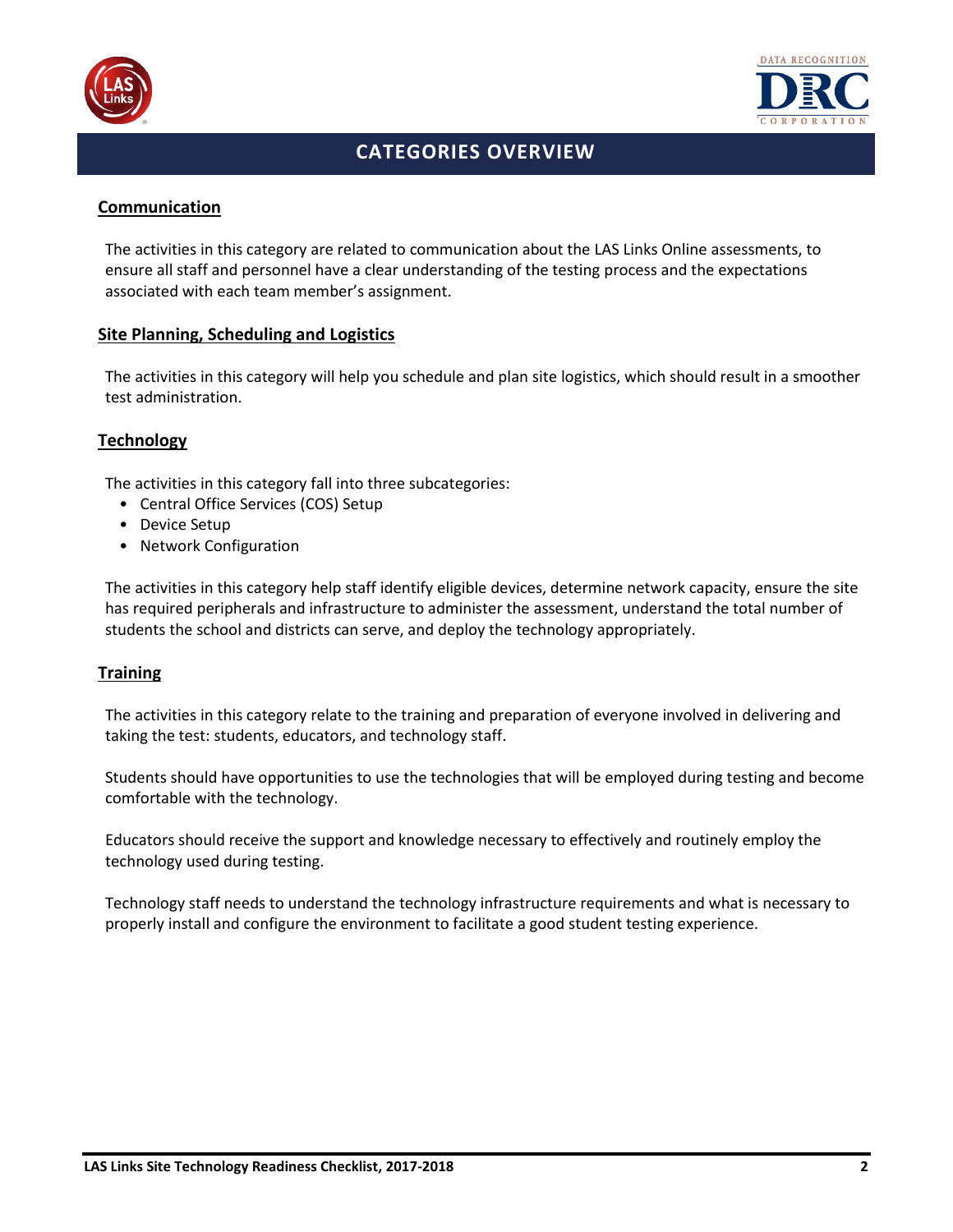# CATEGORIES OVERVIEW

## Communication

The activities in this category are related to communication about the LAS Links Online assessments, to ensure all staff and personnel have a clear understanding of the testing process and the expectations associated with each team member's assignment.

## Site Planning, Scheduling and Logistics

The activities in this category will help you schedule and plan site logistics, which should result in a smoother test administration.

## Technology

The activities in this category fall into three subcategories:

- Central Office Services (COS) Setup
- Device Setup
- Network Configuration

The activities in this category help staff identify eligible devices, determine network capacity, ensure the site has required peripherals and infrastructure to administer the assessment, understand the total number of students the school and districts can serve, and deploy the technology appropriately.

## Training

The activities in this category relate to the training and preparation of everyone involved in delivering and taking the test: students, educators, and technology staff.

Students should have opportunities to use the technologies that will be employed during testing and become comfortable with the technology.

Educators should receive the support and knowledge necessary to effectively and routinely employ the technology used during testing.

Technology staff needs to understand the technology infrastructure requirements and what is necessary to properly install and configure the environment to facilitate a good student testing experience.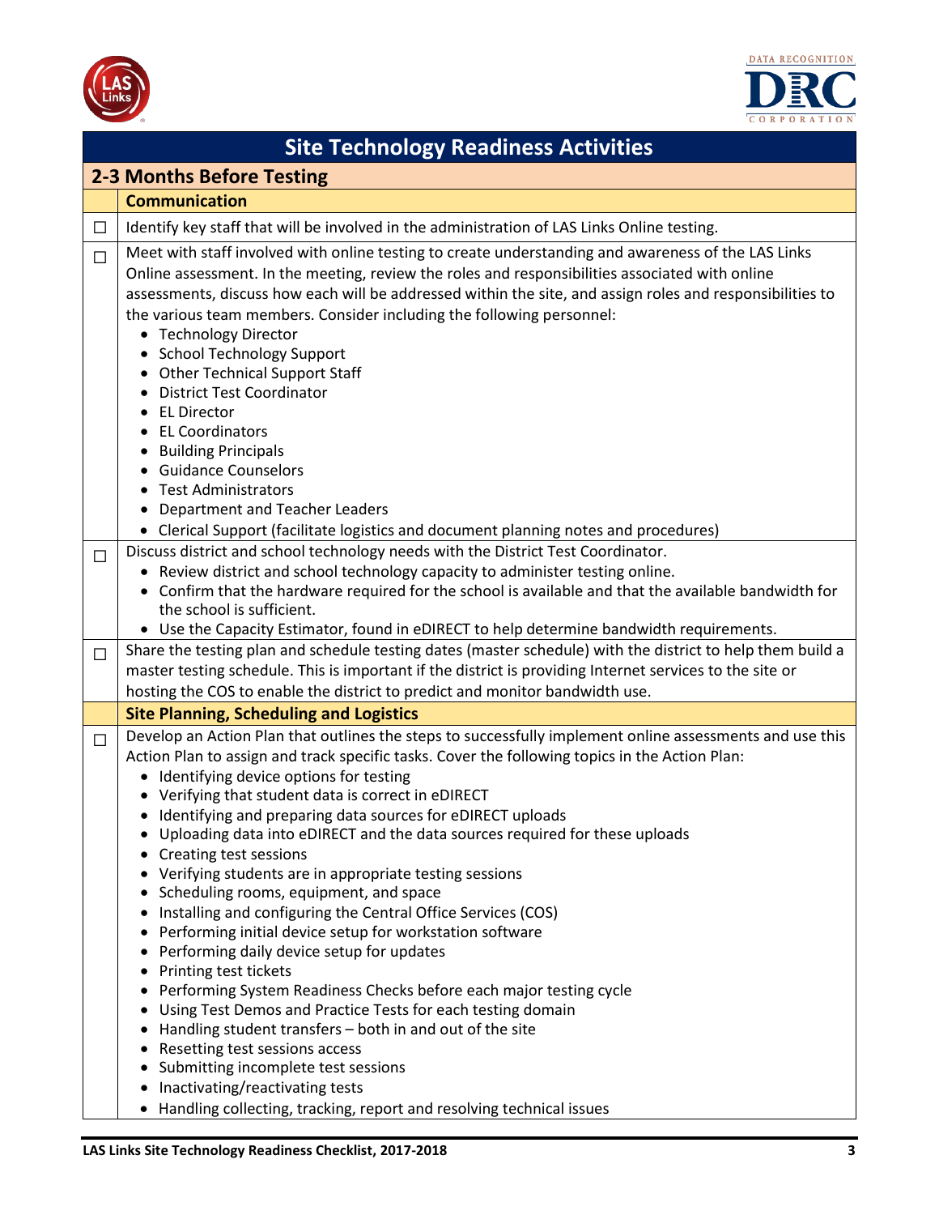# Site Technology Readiness Activities

## 2-3 Months Before Testing

### Communication

☐ Identify key staff that will be involved in the administration of LAS Links Online testing.

☐ Meet with staff involved with online testing to create understanding and awareness of the LAS Links Online assessment. In the meeting, review the roles and responsibilities associated with online assessments, discuss how each will be addressed within the site, and assign roles and responsibilities to the various team members. Consider including the following personnel:

- Technology Director
- School Technology Support
- Other Technical Support Staff
- District Test Coordinator
- EL Director
- EL Coordinators
- Building Principals
- Guidance Counselors
- Test Administrators
- Department and Teacher Leaders
- Clerical Support (facilitate logistics and document planning notes and procedures)

☐ Discuss district and school technology needs with the District Test Coordinator.

- Review district and school technology capacity to administer testing online.
- Confirm that the hardware required for the school is available and that the available bandwidth for the school is sufficient.
- Use the Capacity Estimator, found in eDIRECT to help determine bandwidth requirements.

☐ Share the testing plan and schedule testing dates (master schedule) with the district to help them build a master testing schedule. This is important if the district is providing Internet services to the site or hosting the COS to enable the district to predict and monitor bandwidth use.

### Site Planning, Scheduling and Logistics

☐ Develop an Action Plan that outlines the steps to successfully implement online assessments and use this Action Plan to assign and track specific tasks. Cover the following topics in the Action Plan:

- Identifying device options for testing
- Verifying that student data is correct in eDIRECT
- Identifying and preparing data sources for eDIRECT uploads
- Uploading data into eDIRECT and the data sources required for these uploads
- Creating test sessions
- Verifying students are in appropriate testing sessions
- Scheduling rooms, equipment, and space
- Installing and configuring the Central Office Services (COS)
- Performing initial device setup for workstation software
- Performing daily device setup for updates
- Printing test tickets
- Performing System Readiness Checks before each major testing cycle
- Using Test Demos and Practice Tests for each testing domain
- Handling student transfers – both in and out of the site
- Resetting test sessions access
- Submitting incomplete test sessions
- Inactivating/reactivating tests
- Handling collecting, tracking, report and resolving technical issues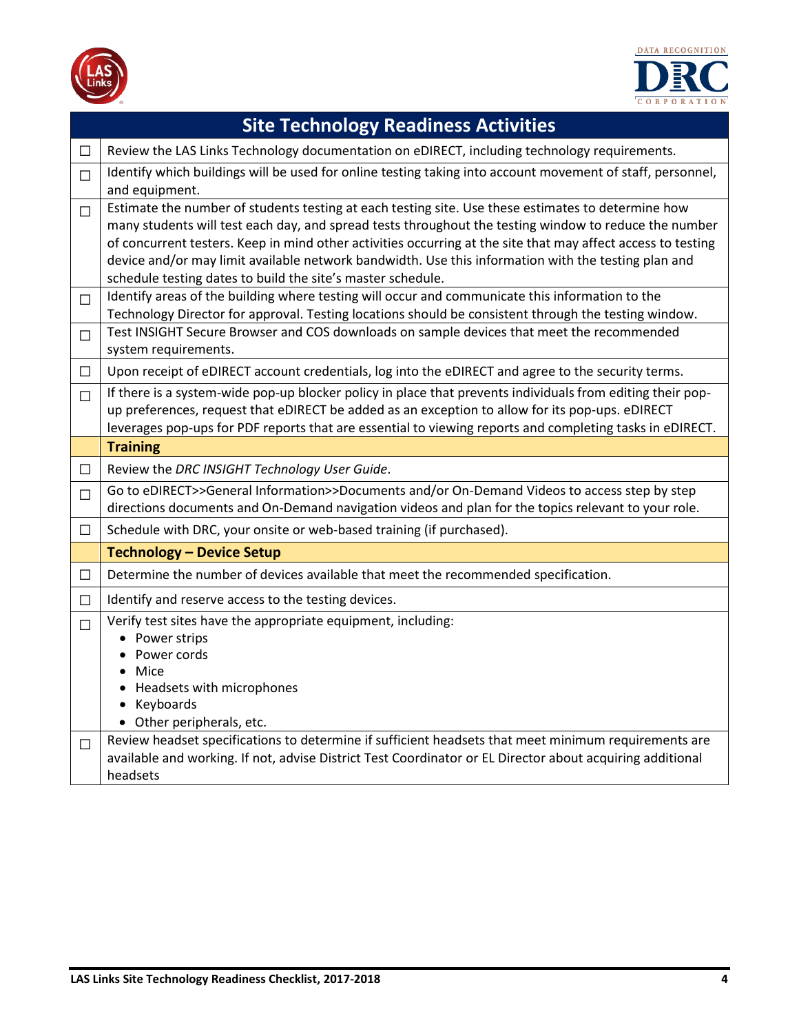| Site Technology Readiness Activities | |
|---|---|
| ☐ | Review the LAS Links Technology documentation on eDIRECT, including technology requirements. |
| ☐ | Identify which buildings will be used for online testing taking into account movement of staff, personnel, and equipment. |
| ☐ | Estimate the number of students testing at each testing site. Use these estimates to determine how many students will test each day, and spread tests throughout the testing window to reduce the number of concurrent testers. Keep in mind other activities occurring at the site that may affect access to testing device and/or may limit available network bandwidth. Use this information with the testing plan and schedule testing dates to build the site's master schedule. |
| ☐ | Identify areas of the building where testing will occur and communicate this information to the Technology Director for approval. Testing locations should be consistent through the testing window. |
| ☐ | Test INSIGHT Secure Browser and COS downloads on sample devices that meet the recommended system requirements. |
| ☐ | Upon receipt of eDIRECT account credentials, log into the eDIRECT and agree to the security terms. |
| ☐ | If there is a system-wide pop-up blocker policy in place that prevents individuals from editing their pop-up preferences, request that eDIRECT be added as an exception to allow for its pop-ups. eDIRECT leverages pop-ups for PDF reports that are essential to viewing reports and completing tasks in eDIRECT. |
| | **Training** |
| ☐ | Review the *DRC INSIGHT Technology User Guide*. |
| ☐ | Go to eDIRECT>>General Information>>Documents and/or On-Demand Videos to access step by step directions documents and On-Demand navigation videos and plan for the topics relevant to your role. |
| ☐ | Schedule with DRC, your onsite or web-based training (if purchased). |
| | **Technology – Device Setup** |
| ☐ | Determine the number of devices available that meet the recommended specification. |
| ☐ | Identify and reserve access to the testing devices. |
| ☐ | Verify test sites have the appropriate equipment, including: <br>• Power strips <br>• Power cords <br>• Mice <br>• Headsets with microphones <br>• Keyboards <br>• Other peripherals, etc. |
| ☐ | Review headset specifications to determine if sufficient headsets that meet minimum requirements are available and working. If not, advise District Test Coordinator or EL Director about acquiring additional headsets |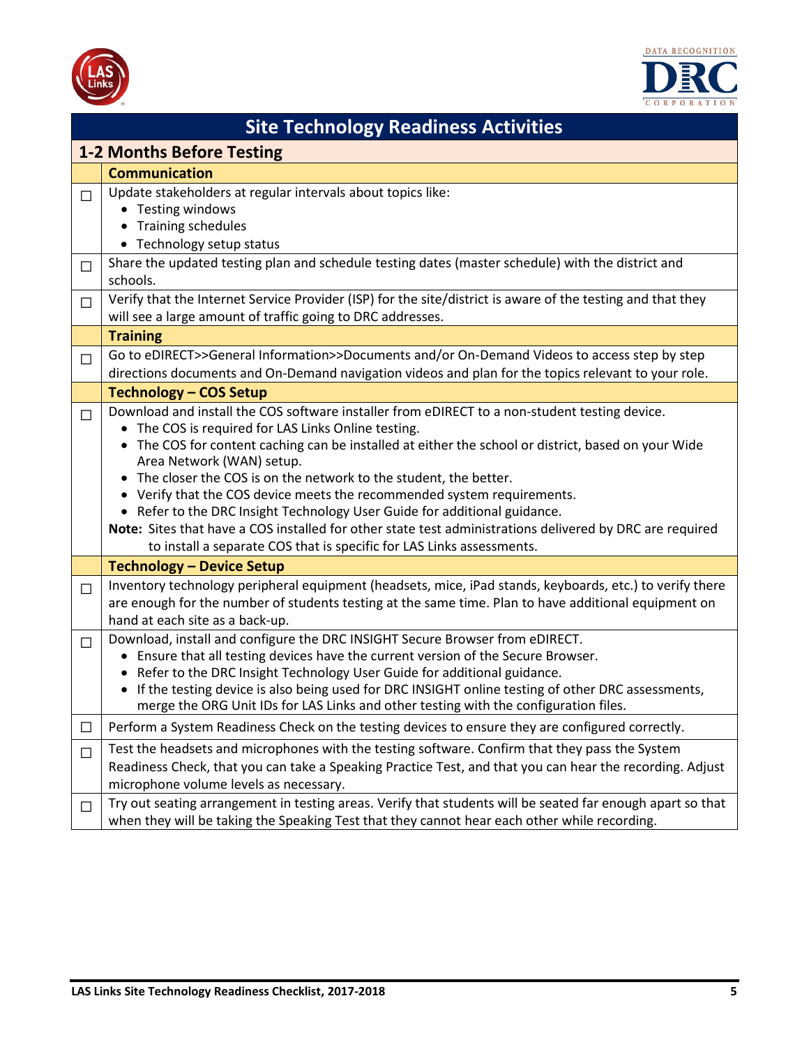# Site Technology Readiness Activities

## 1-2 Months Before Testing

### Communication

- ☐ Update stakeholders at regular intervals about topics like:
  - Testing windows
  - Training schedules
  - Technology setup status
- ☐ Share the updated testing plan and schedule testing dates (master schedule) with the district and schools.
- ☐ Verify that the Internet Service Provider (ISP) for the site/district is aware of the testing and that they will see a large amount of traffic going to DRC addresses.

### Training

- ☐ Go to eDIRECT>>General Information>>Documents and/or On-Demand Videos to access step by step directions documents and On-Demand navigation videos and plan for the topics relevant to your role.

### Technology – COS Setup

- ☐ Download and install the COS software installer from eDIRECT to a non-student testing device.
  - The COS is required for LAS Links Online testing.
  - The COS for content caching can be installed at either the school or district, based on your Wide Area Network (WAN) setup.
  - The closer the COS is on the network to the student, the better.
  - Verify that the COS device meets the recommended system requirements.
  - Refer to the DRC Insight Technology User Guide for additional guidance.

  **Note:** Sites that have a COS installed for other state test administrations delivered by DRC are required to install a separate COS that is specific for LAS Links assessments.

### Technology – Device Setup

- ☐ Inventory technology peripheral equipment (headsets, mice, iPad stands, keyboards, etc.) to verify there are enough for the number of students testing at the same time. Plan to have additional equipment on hand at each site as a back-up.
- ☐ Download, install and configure the DRC INSIGHT Secure Browser from eDIRECT.
  - Ensure that all testing devices have the current version of the Secure Browser.
  - Refer to the DRC Insight Technology User Guide for additional guidance.
  - If the testing device is also being used for DRC INSIGHT online testing of other DRC assessments, merge the ORG Unit IDs for LAS Links and other testing with the configuration files.
- ☐ Perform a System Readiness Check on the testing devices to ensure they are configured correctly.
- ☐ Test the headsets and microphones with the testing software. Confirm that they pass the System Readiness Check, that you can take a Speaking Practice Test, and that you can hear the recording. Adjust microphone volume levels as necessary.
- ☐ Try out seating arrangement in testing areas. Verify that students will be seated far enough apart so that when they will be taking the Speaking Test that they cannot hear each other while recording.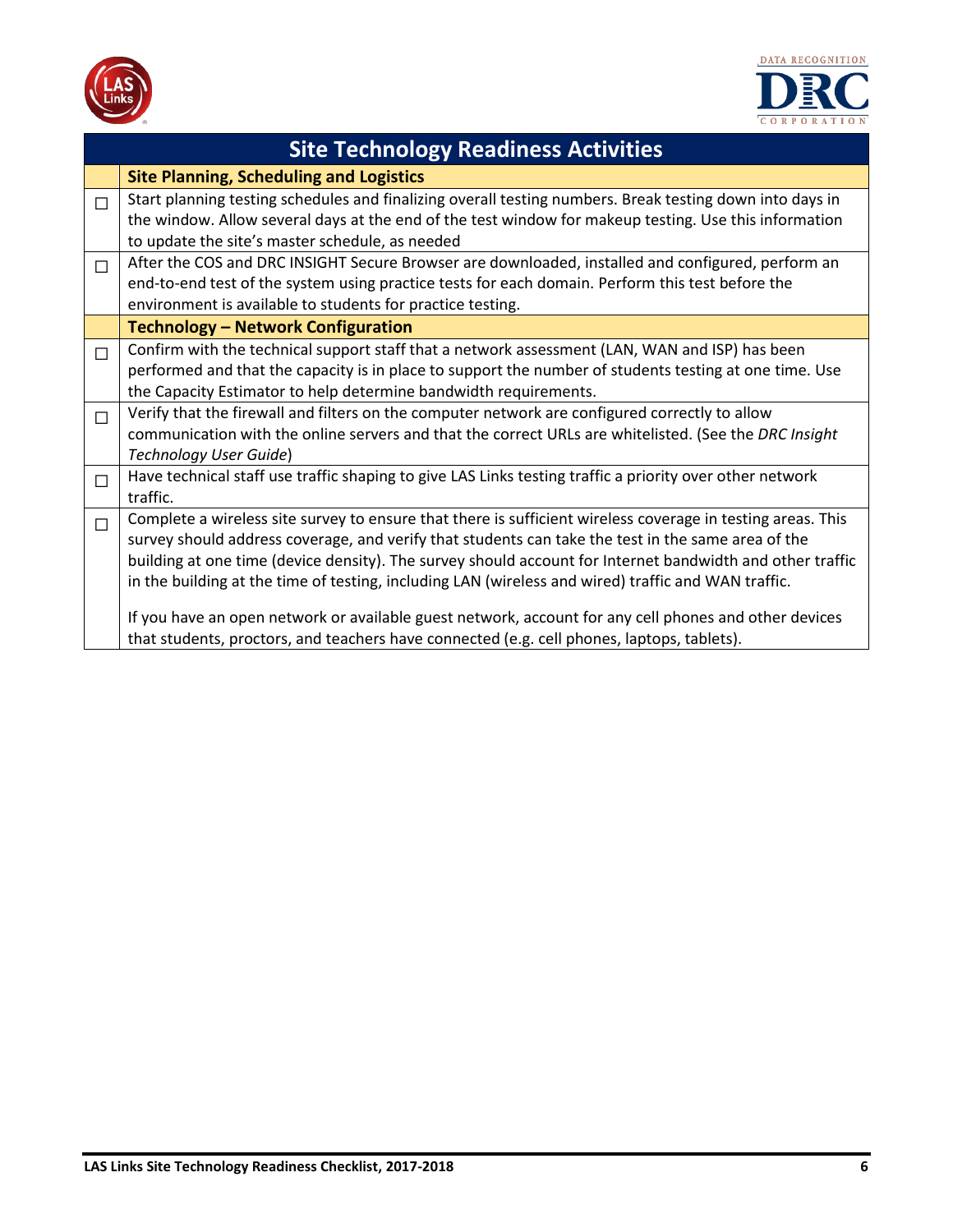| Site Technology Readiness Activities | |
|---|---|
| | **Site Planning, Scheduling and Logistics** |
| ☐ | Start planning testing schedules and finalizing overall testing numbers. Break testing down into days in the window. Allow several days at the end of the test window for makeup testing. Use this information to update the site's master schedule, as needed |
| ☐ | After the COS and DRC INSIGHT Secure Browser are downloaded, installed and configured, perform an end-to-end test of the system using practice tests for each domain. Perform this test before the environment is available to students for practice testing. |
| | **Technology – Network Configuration** |
| ☐ | Confirm with the technical support staff that a network assessment (LAN, WAN and ISP) has been performed and that the capacity is in place to support the number of students testing at one time. Use the Capacity Estimator to help determine bandwidth requirements. |
| ☐ | Verify that the firewall and filters on the computer network are configured correctly to allow communication with the online servers and that the correct URLs are whitelisted. (See the *DRC Insight Technology User Guide*) |
| ☐ | Have technical staff use traffic shaping to give LAS Links testing traffic a priority over other network traffic. |
| ☐ | Complete a wireless site survey to ensure that there is sufficient wireless coverage in testing areas. This survey should address coverage, and verify that students can take the test in the same area of the building at one time (device density). The survey should account for Internet bandwidth and other traffic in the building at the time of testing, including LAN (wireless and wired) traffic and WAN traffic.<br><br>If you have an open network or available guest network, account for any cell phones and other devices that students, proctors, and teachers have connected (e.g. cell phones, laptops, tablets). |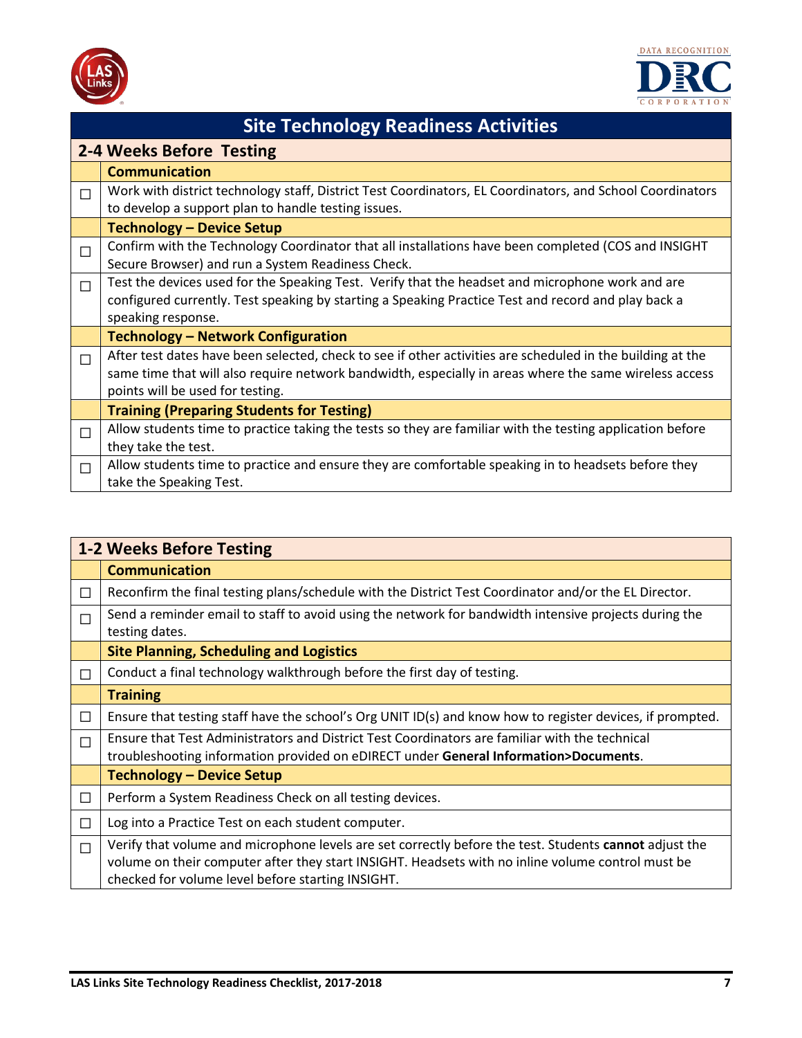# Site Technology Readiness Activities

## 2-4 Weeks Before Testing

| | |
|---|---|
| | **Communication** |
| ☐ | Work with district technology staff, District Test Coordinators, EL Coordinators, and School Coordinators to develop a support plan to handle testing issues. |
| | **Technology – Device Setup** |
| ☐ | Confirm with the Technology Coordinator that all installations have been completed (COS and INSIGHT Secure Browser) and run a System Readiness Check. |
| ☐ | Test the devices used for the Speaking Test. Verify that the headset and microphone work and are configured currently. Test speaking by starting a Speaking Practice Test and record and play back a speaking response. |
| | **Technology – Network Configuration** |
| ☐ | After test dates have been selected, check to see if other activities are scheduled in the building at the same time that will also require network bandwidth, especially in areas where the same wireless access points will be used for testing. |
| | **Training (Preparing Students for Testing)** |
| ☐ | Allow students time to practice taking the tests so they are familiar with the testing application before they take the test. |
| ☐ | Allow students time to practice and ensure they are comfortable speaking in to headsets before they take the Speaking Test. |

## 1-2 Weeks Before Testing

| | |
|---|---|
| | **Communication** |
| ☐ | Reconfirm the final testing plans/schedule with the District Test Coordinator and/or the EL Director. |
| ☐ | Send a reminder email to staff to avoid using the network for bandwidth intensive projects during the testing dates. |
| | **Site Planning, Scheduling and Logistics** |
| ☐ | Conduct a final technology walkthrough before the first day of testing. |
| | **Training** |
| ☐ | Ensure that testing staff have the school's Org UNIT ID(s) and know how to register devices, if prompted. |
| ☐ | Ensure that Test Administrators and District Test Coordinators are familiar with the technical troubleshooting information provided on eDIRECT under **General Information>Documents**. |
| | **Technology – Device Setup** |
| ☐ | Perform a System Readiness Check on all testing devices. |
| ☐ | Log into a Practice Test on each student computer. |
| ☐ | Verify that volume and microphone levels are set correctly before the test. Students **cannot** adjust the volume on their computer after they start INSIGHT. Headsets with no inline volume control must be checked for volume level before starting INSIGHT. |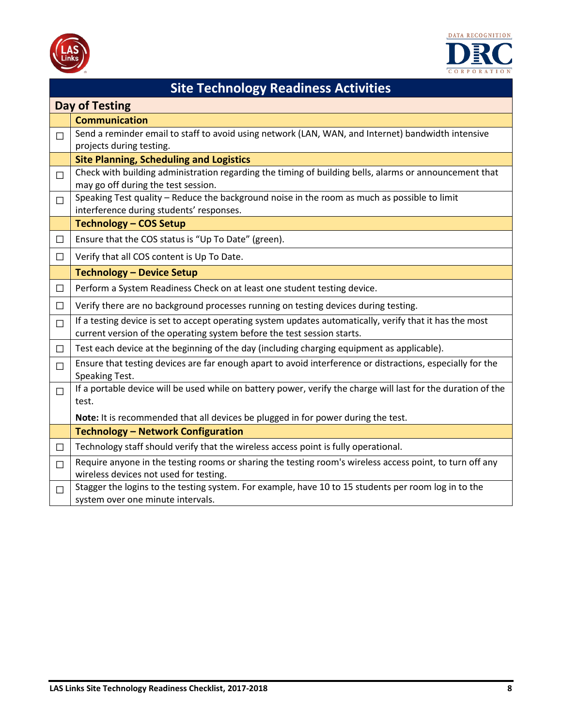## Site Technology Readiness Activities

| | |
|---|---|
| **Day of Testing** | |
| | **Communication** |
| ☐ | Send a reminder email to staff to avoid using network (LAN, WAN, and Internet) bandwidth intensive projects during testing. |
| | **Site Planning, Scheduling and Logistics** |
| ☐ | Check with building administration regarding the timing of building bells, alarms or announcement that may go off during the test session. |
| ☐ | Speaking Test quality – Reduce the background noise in the room as much as possible to limit interference during students' responses. |
| | **Technology – COS Setup** |
| ☐ | Ensure that the COS status is "Up To Date" (green). |
| ☐ | Verify that all COS content is Up To Date. |
| | **Technology – Device Setup** |
| ☐ | Perform a System Readiness Check on at least one student testing device. |
| ☐ | Verify there are no background processes running on testing devices during testing. |
| ☐ | If a testing device is set to accept operating system updates automatically, verify that it has the most current version of the operating system before the test session starts. |
| ☐ | Test each device at the beginning of the day (including charging equipment as applicable). |
| ☐ | Ensure that testing devices are far enough apart to avoid interference or distractions, especially for the Speaking Test. |
| ☐ | If a portable device will be used while on battery power, verify the charge will last for the duration of the test. **Note:** It is recommended that all devices be plugged in for power during the test. |
| | **Technology – Network Configuration** |
| ☐ | Technology staff should verify that the wireless access point is fully operational. |
| ☐ | Require anyone in the testing rooms or sharing the testing room's wireless access point, to turn off any wireless devices not used for testing. |
| ☐ | Stagger the logins to the testing system. For example, have 10 to 15 students per room log in to the system over one minute intervals. |